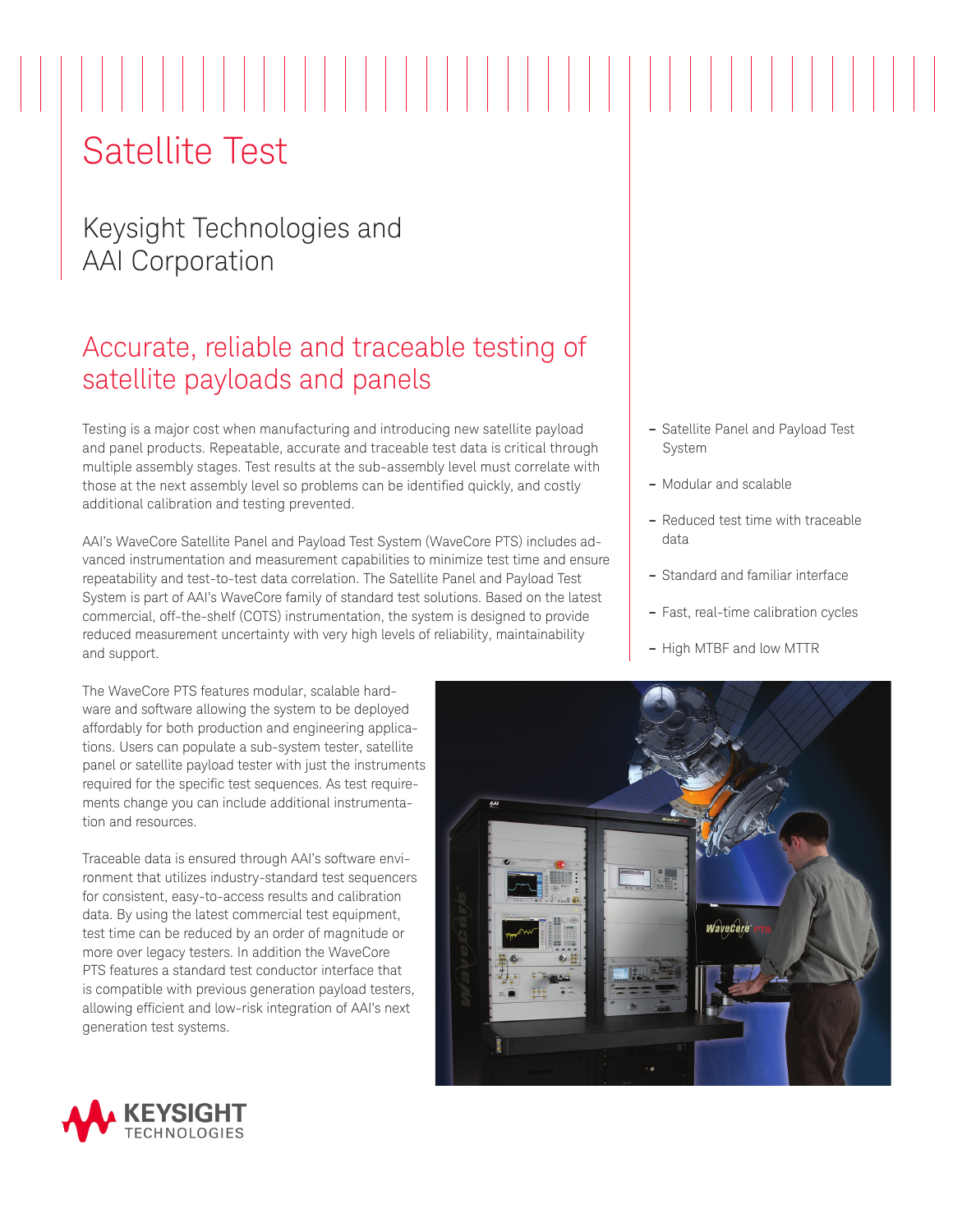# Satellite Test

## Keysight Technologies and AAI Corporation

## Accurate, reliable and traceable testing of satellite payloads and panels

Testing is a major cost when manufacturing and introducing new satellite payload and panel products. Repeatable, accurate and traceable test data is critical through multiple assembly stages. Test results at the sub-assembly level must correlate with those at the next assembly level so problems can be identified quickly, and costly additional calibration and testing prevented.

AAI's WaveCore Satellite Panel and Payload Test System (WaveCore PTS) includes advanced instrumentation and measurement capabilities to minimize test time and ensure repeatability and test-to-test data correlation. The Satellite Panel and Payload Test System is part of AAI's WaveCore family of standard test solutions. Based on the latest commercial, off-the-shelf (COTS) instrumentation, the system is designed to provide reduced measurement uncertainty with very high levels of reliability, maintainability and support.

- Satellite Panel and Payload Test System
- Modular and scalable
- Reduced test time with traceable data
- Standard and familiar interface
- Fast, real-time calibration cycles
- High MTBF and low MTTR

The WaveCore PTS features modular, scalable hardware and software allowing the system to be deployed affordably for both production and engineering applications. Users can populate a sub-system tester, satellite panel or satellite payload tester with just the instruments required for the specific test sequences. As test requirements change you can include additional instrumentation and resources.

Traceable data is ensured through AAI's software environment that utilizes industry-standard test sequencers for consistent, easy-to-access results and calibration data. By using the latest commercial test equipment, test time can be reduced by an order of magnitude or more over legacy testers. In addition the WaveCore PTS features a standard test conductor interface that is compatible with previous generation payload testers, allowing efficient and low-risk integration of AAI's next generation test systems.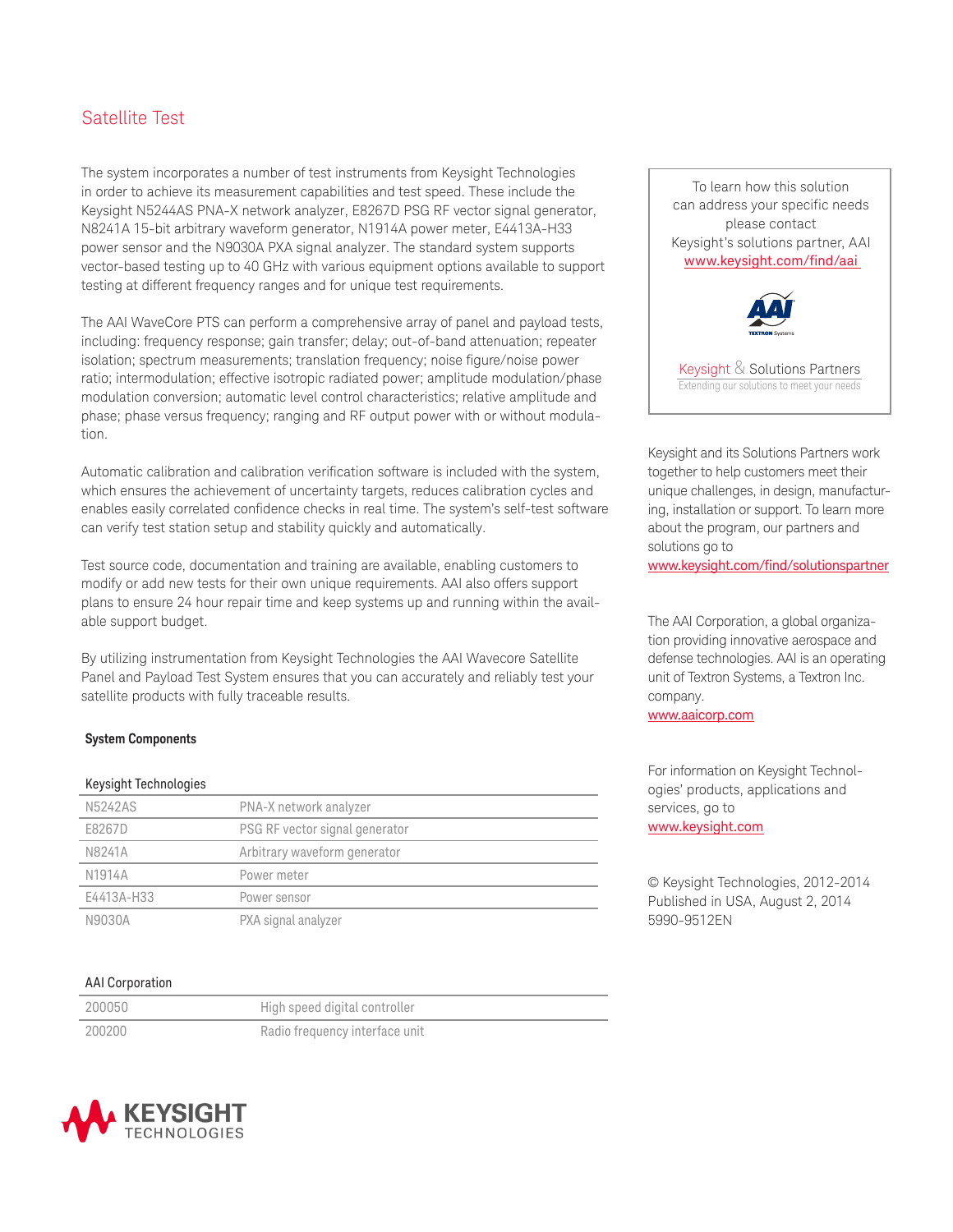## Satellite Test

The system incorporates a number of test instruments from Keysight Technologies in order to achieve its measurement capabilities and test speed. These include the Keysight N5244AS PNA-X network analyzer, E8267D PSG RF vector signal generator, N8241A 15-bit arbitrary waveform generator, N1914A power meter, E4413A-H33 power sensor and the N9030A PXA signal analyzer. The standard system supports vector-based testing up to 40 GHz with various equipment options available to support testing at different frequency ranges and for unique test requirements.

The AAI WaveCore PTS can perform a comprehensive array of panel and payload tests, including: frequency response; gain transfer; delay; out-of-band attenuation; repeater isolation; spectrum measurements; translation frequency; noise figure/noise power ratio; intermodulation; effective isotropic radiated power; amplitude modulation/phase modulation conversion; automatic level control characteristics; relative amplitude and phase; phase versus frequency; ranging and RF output power with or without modulation.

Automatic calibration and calibration verification software is included with the system, which ensures the achievement of uncertainty targets, reduces calibration cycles and enables easily correlated confidence checks in real time. The system's self-test software can verify test station setup and stability quickly and automatically.

Test source code, documentation and training are available, enabling customers to modify or add new tests for their own unique requirements. AAI also offers support plans to ensure 24 hour repair time and keep systems up and running within the available support budget.

By utilizing instrumentation from Keysight Technologies the AAI Wavecore Satellite Panel and Payload Test System ensures that you can accurately and reliably test your satellite products with fully traceable results.

**System Components**

Keysight Technologies

| | |
|---|---|
| N5242AS | PNA-X network analyzer |
| E8267D | PSG RF vector signal generator |
| N8241A | Arbitrary waveform generator |
| N1914A | Power meter |
| E4413A-H33 | Power sensor |
| N9030A | PXA signal analyzer |

AAI Corporation

| | |
|---|---|
| 200050 | High speed digital controller |
| 200200 | Radio frequency interface unit |

To learn how this solution can address your specific needs please contact Keysight's solutions partner, AAI
www.keysight.com/find/aai

Keysight & Solutions Partners
Extending our solutions to meet your needs

Keysight and its Solutions Partners work together to help customers meet their unique challenges, in design, manufacturing, installation or support. To learn more about the program, our partners and solutions go to
www.keysight.com/find/solutionspartner

The AAI Corporation, a global organization providing innovative aerospace and defense technologies. AAI is an operating unit of Textron Systems, a Textron Inc. company.
www.aaicorp.com

For information on Keysight Technologies' products, applications and services, go to
www.keysight.com

© Keysight Technologies, 2012-2014
Published in USA, August 2, 2014
5990-9512EN